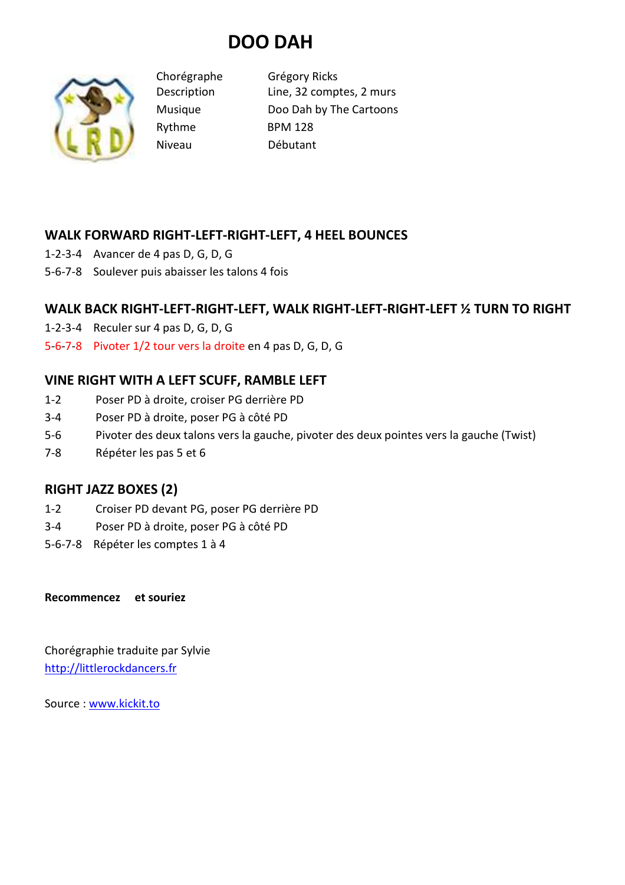# DOO DAH

| | |
|---|---|
| Chorégraphe | Grégory Ricks |
| Description | Line, 32 comptes, 2 murs |
| Musique | Doo Dah by The Cartoons |
| Rythme | BPM 128 |
| Niveau | Débutant |

### WALK FORWARD RIGHT-LEFT-RIGHT-LEFT, 4 HEEL BOUNCES

1-2-3-4 Avancer de 4 pas D, G, D, G

5-6-7-8 Soulever puis abaisser les talons 4 fois

### WALK BACK RIGHT-LEFT-RIGHT-LEFT, WALK RIGHT-LEFT-RIGHT-LEFT ½ TURN TO RIGHT

1-2-3-4 Reculer sur 4 pas D, G, D, G

5-6-7-8 Pivoter 1/2 tour vers la droite en 4 pas D, G, D, G

### VINE RIGHT WITH A LEFT SCUFF, RAMBLE LEFT

1-2 Poser PD à droite, croiser PG derrière PD

3-4 Poser PD à droite, poser PG à côté PD

5-6 Pivoter des deux talons vers la gauche, pivoter des deux pointes vers la gauche (Twist)

7-8 Répéter les pas 5 et 6

### RIGHT JAZZ BOXES (2)

1-2 Croiser PD devant PG, poser PG derrière PD

3-4 Poser PD à droite, poser PG à côté PD

5-6-7-8 Répéter les comptes 1 à 4

**Recommencez et souriez**

Chorégraphie traduite par Sylvie
http://littlerockdancers.fr

Source : www.kickit.to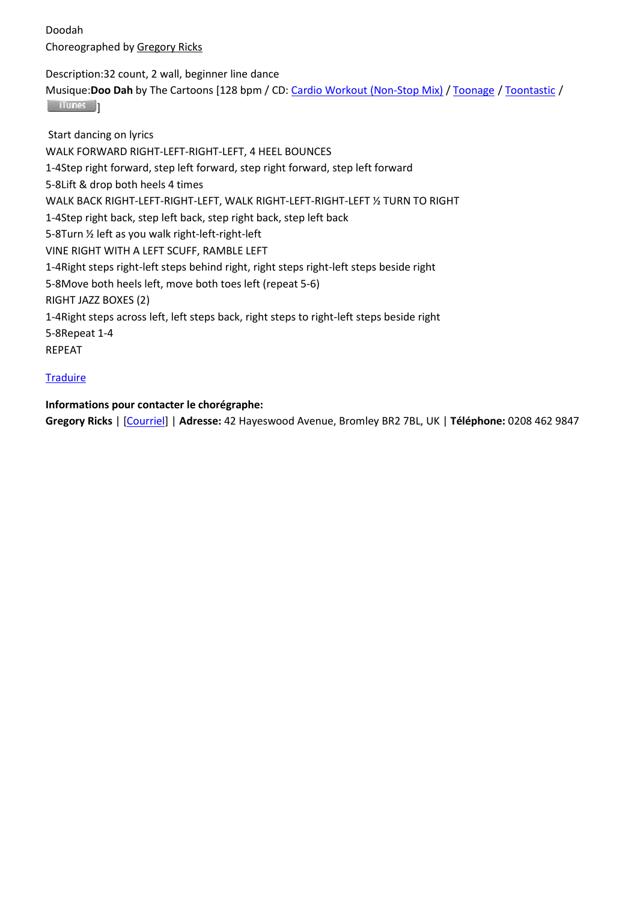Doodah
Choreographed by Gregory Ricks

Description:32 count, 2 wall, beginner line dance
Musique:**Doo Dah** by The Cartoons [128 bpm / CD: Cardio Workout (Non-Stop Mix) / Toonage / Toontastic / iTunes ]

Start dancing on lyrics
WALK FORWARD RIGHT-LEFT-RIGHT-LEFT, 4 HEEL BOUNCES
1-4Step right forward, step left forward, step right forward, step left forward
5-8Lift & drop both heels 4 times
WALK BACK RIGHT-LEFT-RIGHT-LEFT, WALK RIGHT-LEFT-RIGHT-LEFT ½ TURN TO RIGHT
1-4Step right back, step left back, step right back, step left back
5-8Turn ½ left as you walk right-left-right-left
VINE RIGHT WITH A LEFT SCUFF, RAMBLE LEFT
1-4Right steps right-left steps behind right, right steps right-left steps beside right
5-8Move both heels left, move both toes left (repeat 5-6)
RIGHT JAZZ BOXES (2)
1-4Right steps across left, left steps back, right steps to right-left steps beside right
5-8Repeat 1-4
REPEAT

Traduire

**Informations pour contacter le chorégraphe:**
**Gregory Ricks** | [Courriel] | **Adresse:** 42 Hayeswood Avenue, Bromley BR2 7BL, UK | **Téléphone:** 0208 462 9847